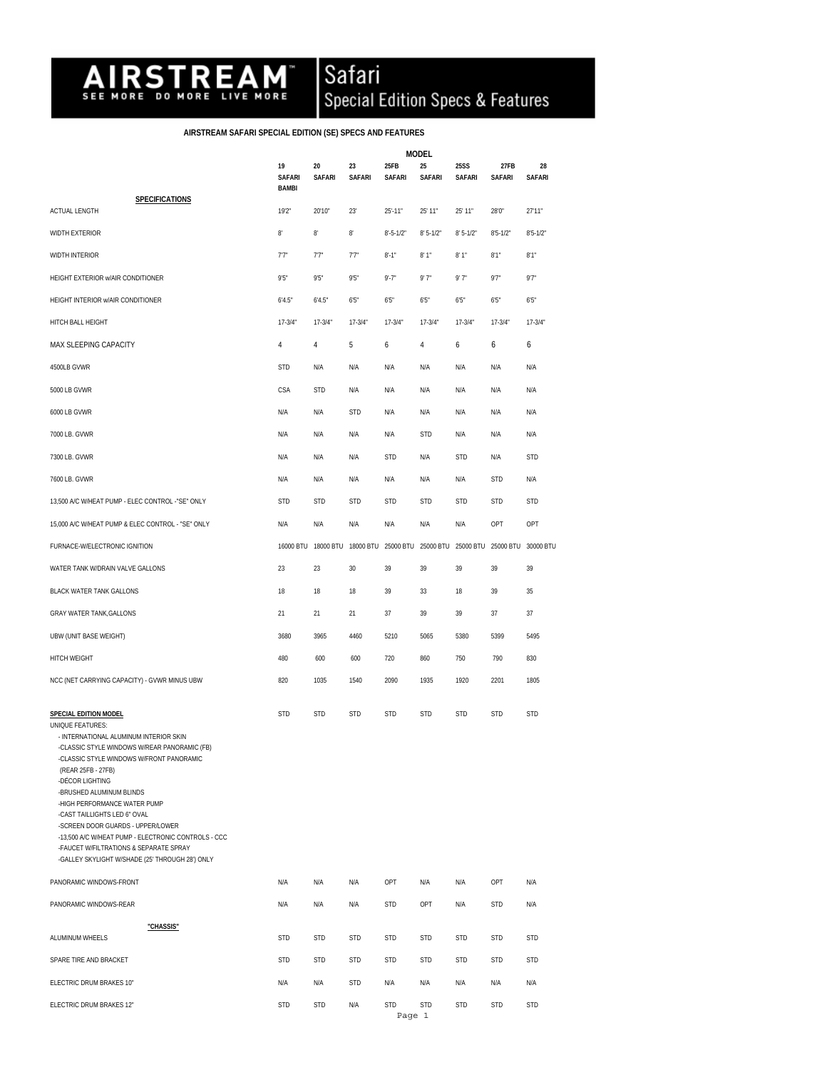# AIRSTREAM SEE MORE DO MORE LIVE MORE | Safari Special Edition Specs & Features

## AIRSTREAM SAFARI SPECIAL EDITION (SE) SPECS AND FEATURES

| | MODEL | | | | | | | |
|---|---|---|---|---|---|---|---|---|
| | 19 SAFARI BAMBI | 20 SAFARI | 23 SAFARI | 25FB SAFARI | 25 SAFARI | 25SS SAFARI | 27FB SAFARI | 28 SAFARI |
| **SPECIFICATIONS** | | | | | | | | |
| ACTUAL LENGTH | 19'2" | 20'10" | 23' | 25'-11" | 25' 11" | 25' 11" | 28'0" | 27'11" |
| WIDTH EXTERIOR | 8' | 8' | 8' | 8'-5-1/2" | 8' 5-1/2" | 8' 5-1/2" | 8'5-1/2" | 8'5-1/2" |
| WIDTH INTERIOR | 7'7" | 7'7" | 7'7" | 8'-1" | 8' 1" | 8' 1" | 8'1" | 8'1" |
| HEIGHT EXTERIOR w/AIR CONDITIONER | 9'5" | 9'5" | 9'5" | 9'-7" | 9' 7" | 9' 7" | 9'7" | 9'7" |
| HEIGHT INTERIOR w/AIR CONDITIONER | 6'4.5" | 6'4.5" | 6'5" | 6'5" | 6'5" | 6'5" | 6'5" | 6'5" |
| HITCH BALL HEIGHT | 17-3/4" | 17-3/4" | 17-3/4" | 17-3/4" | 17-3/4" | 17-3/4" | 17-3/4" | 17-3/4" |
| MAX SLEEPING CAPACITY | 4 | 4 | 5 | 6 | 4 | 6 | 6 | 6 |
| 4500LB GVWR | STD | N/A | N/A | N/A | N/A | N/A | N/A | N/A |
| 5000 LB GVWR | CSA | STD | N/A | N/A | N/A | N/A | N/A | N/A |
| 6000 LB GVWR | N/A | N/A | STD | N/A | N/A | N/A | N/A | N/A |
| 7000 LB. GVWR | N/A | N/A | N/A | N/A | STD | N/A | N/A | N/A |
| 7300 LB. GVWR | N/A | N/A | N/A | STD | N/A | STD | N/A | STD |
| 7600 LB. GVWR | N/A | N/A | N/A | N/A | N/A | N/A | STD | N/A |
| 13,500 A/C W/HEAT PUMP - ELEC CONTROL -"SE" ONLY | STD | STD | STD | STD | STD | STD | STD | STD |
| 15,000 A/C W/HEAT PUMP & ELEC CONTROL - "SE" ONLY | N/A | N/A | N/A | N/A | N/A | N/A | OPT | OPT |
| FURNACE-W/ELECTRONIC IGNITION | 16000 BTU | 18000 BTU | 18000 BTU | 25000 BTU | 25000 BTU | 25000 BTU | 25000 BTU | 30000 BTU |
| WATER TANK W/DRAIN VALVE GALLONS | 23 | 23 | 30 | 39 | 39 | 39 | 39 | 39 |
| BLACK WATER TANK GALLONS | 18 | 18 | 18 | 39 | 33 | 18 | 39 | 35 |
| GRAY WATER TANK,GALLONS | 21 | 21 | 21 | 37 | 39 | 39 | 37 | 37 |
| UBW (UNIT BASE WEIGHT) | 3680 | 3965 | 4460 | 5210 | 5065 | 5380 | 5399 | 5495 |
| HITCH WEIGHT | 480 | 600 | 600 | 720 | 860 | 750 | 790 | 830 |
| NCC (NET CARRYING CAPACITY) - GVWR MINUS UBW | 820 | 1035 | 1540 | 2090 | 1935 | 1920 | 2201 | 1805 |
| **SPECIAL EDITION MODEL** | STD | STD | STD | STD | STD | STD | STD | STD |
| UNIQUE FEATURES:<br>- INTERNATIONAL ALUMINUM INTERIOR SKIN<br>-CLASSIC STYLE WINDOWS W/REAR PANORAMIC (FB)<br>-CLASSIC STYLE WINDOWS W/FRONT PANORAMIC (REAR 25FB - 27FB)<br>-DÉCOR LIGHTING<br>-BRUSHED ALUMINUM BLINDS<br>-HIGH PERFORMANCE WATER PUMP<br>-CAST TAILLIGHTS LED 6" OVAL<br>-SCREEN DOOR GUARDS - UPPER/LOWER<br>-13,500 A/C W/HEAT PUMP - ELECTRONIC CONTROLS - CCC<br>-FAUCET W/FILTRATIONS & SEPARATE SPRAY<br>-GALLEY SKYLIGHT W/SHADE (25' THROUGH 28') ONLY | | | | | | | | |
| PANORAMIC WINDOWS-FRONT | N/A | N/A | N/A | OPT | N/A | N/A | OPT | N/A |
| PANORAMIC WINDOWS-REAR | N/A | N/A | N/A | STD | OPT | N/A | STD | N/A |
| **"CHASSIS"** | | | | | | | | |
| ALUMINUM WHEELS | STD | STD | STD | STD | STD | STD | STD | STD |
| SPARE TIRE AND BRACKET | STD | STD | STD | STD | STD | STD | STD | STD |
| ELECTRIC DRUM BRAKES 10" | N/A | N/A | STD | N/A | N/A | N/A | N/A | N/A |
| ELECTRIC DRUM BRAKES 12" | STD | STD | N/A | STD | STD | STD | STD | STD |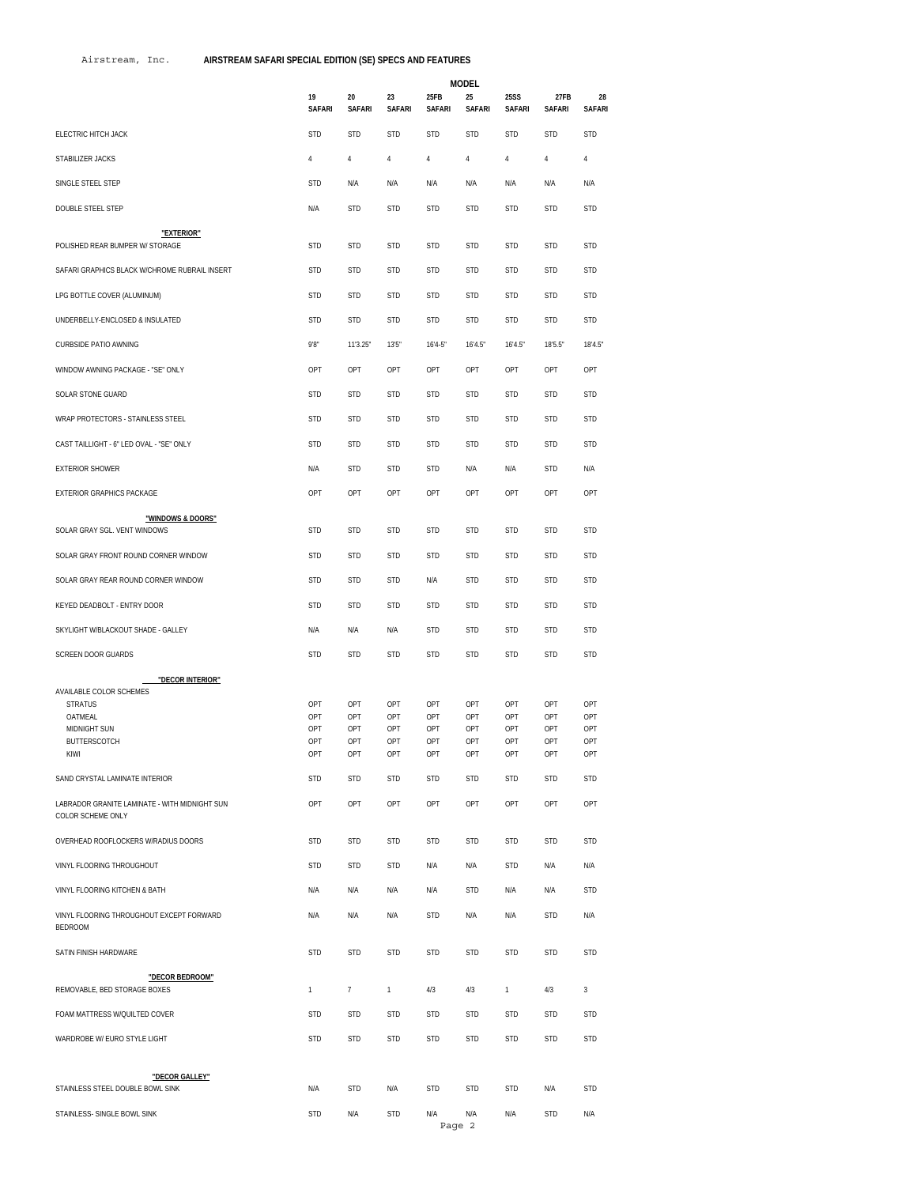Airstream, Inc. **AIRSTREAM SAFARI SPECIAL EDITION (SE) SPECS AND FEATURES**

| | MODEL | | | | | | | |
|---|---|---|---|---|---|---|---|---|
| | 19 SAFARI | 20 SAFARI | 23 SAFARI | 25FB SAFARI | 25 SAFARI | 25SS SAFARI | 27FB SAFARI | 28 SAFARI |
| ELECTRIC HITCH JACK | STD | STD | STD | STD | STD | STD | STD | STD |
| STABILIZER JACKS | 4 | 4 | 4 | 4 | 4 | 4 | 4 | 4 |
| SINGLE STEEL STEP | STD | N/A | N/A | N/A | N/A | N/A | N/A | N/A |
| DOUBLE STEEL STEP | N/A | STD | STD | STD | STD | STD | STD | STD |
| **"EXTERIOR"** | | | | | | | | |
| POLISHED REAR BUMPER W/ STORAGE | STD | STD | STD | STD | STD | STD | STD | STD |
| SAFARI GRAPHICS BLACK W/CHROME RUBRAIL INSERT | STD | STD | STD | STD | STD | STD | STD | STD |
| LPG BOTTLE COVER (ALUMINUM) | STD | STD | STD | STD | STD | STD | STD | STD |
| UNDERBELLY-ENCLOSED & INSULATED | STD | STD | STD | STD | STD | STD | STD | STD |
| CURBSIDE PATIO AWNING | 9'8" | 11'3.25" | 13'5" | 16'4-5" | 16'4.5" | 16'4.5" | 18'5.5" | 18'4.5" |
| WINDOW AWNING PACKAGE - "SE" ONLY | OPT | OPT | OPT | OPT | OPT | OPT | OPT | OPT |
| SOLAR STONE GUARD | STD | STD | STD | STD | STD | STD | STD | STD |
| WRAP PROTECTORS - STAINLESS STEEL | STD | STD | STD | STD | STD | STD | STD | STD |
| CAST TAILLIGHT - 6" LED OVAL - "SE" ONLY | STD | STD | STD | STD | STD | STD | STD | STD |
| EXTERIOR SHOWER | N/A | STD | STD | STD | N/A | N/A | STD | N/A |
| EXTERIOR GRAPHICS PACKAGE | OPT | OPT | OPT | OPT | OPT | OPT | OPT | OPT |
| **"WINDOWS & DOORS"** | | | | | | | | |
| SOLAR GRAY SGL. VENT WINDOWS | STD | STD | STD | STD | STD | STD | STD | STD |
| SOLAR GRAY FRONT ROUND CORNER WINDOW | STD | STD | STD | STD | STD | STD | STD | STD |
| SOLAR GRAY REAR ROUND CORNER WINDOW | STD | STD | STD | N/A | STD | STD | STD | STD |
| KEYED DEADBOLT - ENTRY DOOR | STD | STD | STD | STD | STD | STD | STD | STD |
| SKYLIGHT W/BLACKOUT SHADE - GALLEY | N/A | N/A | N/A | STD | STD | STD | STD | STD |
| SCREEN DOOR GUARDS | STD | STD | STD | STD | STD | STD | STD | STD |
| **"DECOR INTERIOR"** | | | | | | | | |
| AVAILABLE COLOR SCHEMES | | | | | | | | |
| STRATUS | OPT | OPT | OPT | OPT | OPT | OPT | OPT | OPT |
| OATMEAL | OPT | OPT | OPT | OPT | OPT | OPT | OPT | OPT |
| MIDNIGHT SUN | OPT | OPT | OPT | OPT | OPT | OPT | OPT | OPT |
| BUTTERSCOTCH | OPT | OPT | OPT | OPT | OPT | OPT | OPT | OPT |
| KIWI | OPT | OPT | OPT | OPT | OPT | OPT | OPT | OPT |
| SAND CRYSTAL LAMINATE INTERIOR | STD | STD | STD | STD | STD | STD | STD | STD |
| LABRADOR GRANITE LAMINATE - WITH MIDNIGHT SUN COLOR SCHEME ONLY | OPT | OPT | OPT | OPT | OPT | OPT | OPT | OPT |
| OVERHEAD ROOFLOCKERS W/RADIUS DOORS | STD | STD | STD | STD | STD | STD | STD | STD |
| VINYL FLOORING THROUGHOUT | STD | STD | STD | N/A | N/A | STD | N/A | N/A |
| VINYL FLOORING KITCHEN & BATH | N/A | N/A | N/A | N/A | STD | N/A | N/A | STD |
| VINYL FLOORING THROUGHOUT EXCEPT FORWARD BEDROOM | N/A | N/A | N/A | STD | N/A | N/A | STD | N/A |
| SATIN FINISH HARDWARE | STD | STD | STD | STD | STD | STD | STD | STD |
| **"DECOR BEDROOM"** | | | | | | | | |
| REMOVABLE, BED STORAGE BOXES | 1 | 7 | 1 | 4/3 | 4/3 | 1 | 4/3 | 3 |
| FOAM MATTRESS W/QUILTED COVER | STD | STD | STD | STD | STD | STD | STD | STD |
| WARDROBE W/ EURO STYLE LIGHT | STD | STD | STD | STD | STD | STD | STD | STD |
| **"DECOR GALLEY"** | | | | | | | | |
| STAINLESS STEEL DOUBLE BOWL SINK | N/A | STD | N/A | STD | STD | STD | N/A | STD |
| STAINLESS- SINGLE BOWL SINK | STD | N/A | STD | N/A | N/A | N/A | STD | N/A |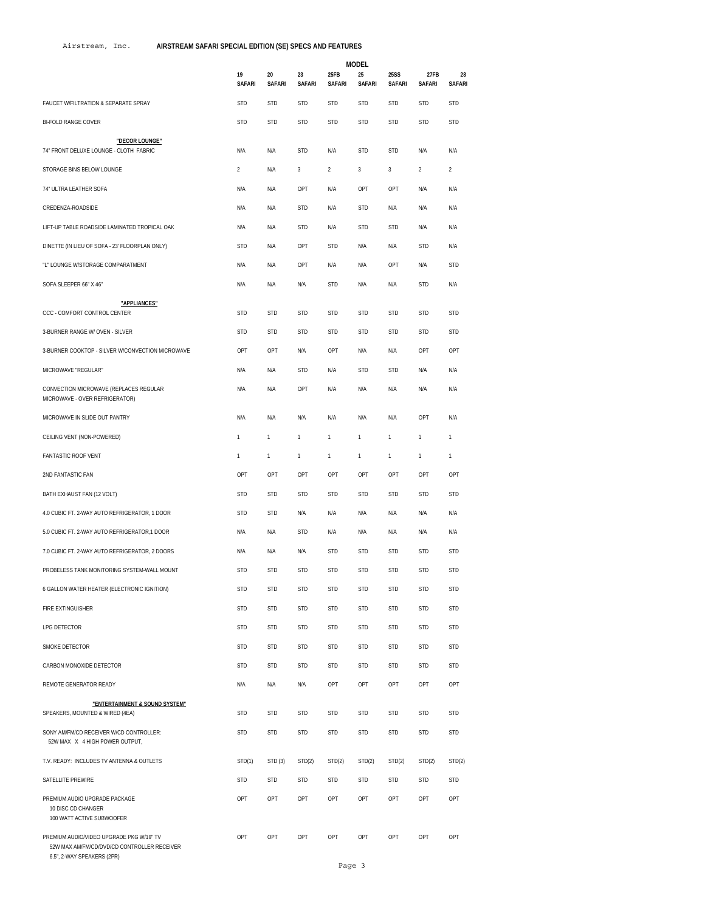Airstream, Inc. **AIRSTREAM SAFARI SPECIAL EDITION (SE) SPECS AND FEATURES**

| | MODEL | | | | | | | |
|---|---|---|---|---|---|---|---|---|
| | 19 SAFARI | 20 SAFARI | 23 SAFARI | 25FB SAFARI | 25 SAFARI | 25SS SAFARI | 27FB SAFARI | 28 SAFARI |
| FAUCET W/FILTRATION & SEPARATE SPRAY | STD | STD | STD | STD | STD | STD | STD | STD |
| BI-FOLD RANGE COVER | STD | STD | STD | STD | STD | STD | STD | STD |
| **"DECOR LOUNGE"** | | | | | | | | |
| 74" FRONT DELUXE LOUNGE - CLOTH FABRIC | N/A | N/A | STD | N/A | STD | STD | N/A | N/A |
| STORAGE BINS BELOW LOUNGE | 2 | N/A | 3 | 2 | 3 | 3 | 2 | 2 |
| 74" ULTRA LEATHER SOFA | N/A | N/A | OPT | N/A | OPT | OPT | N/A | N/A |
| CREDENZA-ROADSIDE | N/A | N/A | STD | N/A | STD | N/A | N/A | N/A |
| LIFT-UP TABLE ROADSIDE LAMINATED TROPICAL OAK | N/A | N/A | STD | N/A | STD | STD | N/A | N/A |
| DINETTE (IN LIEU OF SOFA - 23' FLOORPLAN ONLY) | STD | N/A | OPT | STD | N/A | N/A | STD | N/A |
| "L" LOUNGE W/STORAGE COMPARATMENT | N/A | N/A | OPT | N/A | N/A | OPT | N/A | STD |
| SOFA SLEEPER 66" X 46" | N/A | N/A | N/A | STD | N/A | N/A | STD | N/A |
| **"APPLIANCES"** | | | | | | | | |
| CCC - COMFORT CONTROL CENTER | STD | STD | STD | STD | STD | STD | STD | STD |
| 3-BURNER RANGE W/ OVEN - SILVER | STD | STD | STD | STD | STD | STD | STD | STD |
| 3-BURNER COOKTOP - SILVER W/CONVECTION MICROWAVE | OPT | OPT | N/A | OPT | N/A | N/A | OPT | OPT |
| MICROWAVE "REGULAR" | N/A | N/A | STD | N/A | STD | STD | N/A | N/A |
| CONVECTION MICROWAVE (REPLACES REGULAR MICROWAVE - OVER REFRIGERATOR) | N/A | N/A | OPT | N/A | N/A | N/A | N/A | N/A |
| MICROWAVE IN SLIDE OUT PANTRY | N/A | N/A | N/A | N/A | N/A | N/A | OPT | N/A |
| CEILING VENT (NON-POWERED) | 1 | 1 | 1 | 1 | 1 | 1 | 1 | 1 |
| FANTASTIC ROOF VENT | 1 | 1 | 1 | 1 | 1 | 1 | 1 | 1 |
| 2ND FANTASTIC FAN | OPT | OPT | OPT | OPT | OPT | OPT | OPT | OPT |
| BATH EXHAUST FAN (12 VOLT) | STD | STD | STD | STD | STD | STD | STD | STD |
| 4.0 CUBIC FT. 2-WAY AUTO REFRIGERATOR, 1 DOOR | STD | STD | N/A | N/A | N/A | N/A | N/A | N/A |
| 5.0 CUBIC FT. 2-WAY AUTO REFRIGERATOR,1 DOOR | N/A | N/A | STD | N/A | N/A | N/A | N/A | N/A |
| 7.0 CUBIC FT. 2-WAY AUTO REFRIGERATOR, 2 DOORS | N/A | N/A | N/A | STD | STD | STD | STD | STD |
| PROBELESS TANK MONITORING SYSTEM-WALL MOUNT | STD | STD | STD | STD | STD | STD | STD | STD |
| 6 GALLON WATER HEATER (ELECTRONIC IGNITION) | STD | STD | STD | STD | STD | STD | STD | STD |
| FIRE EXTINGUISHER | STD | STD | STD | STD | STD | STD | STD | STD |
| LPG DETECTOR | STD | STD | STD | STD | STD | STD | STD | STD |
| SMOKE DETECTOR | STD | STD | STD | STD | STD | STD | STD | STD |
| CARBON MONOXIDE DETECTOR | STD | STD | STD | STD | STD | STD | STD | STD |
| REMOTE GENERATOR READY | N/A | N/A | N/A | OPT | OPT | OPT | OPT | OPT |
| **"ENTERTAINMENT & SOUND SYSTEM"** | | | | | | | | |
| SPEAKERS, MOUNTED & WIRED (4EA) | STD | STD | STD | STD | STD | STD | STD | STD |
| SONY AM/FM/CD RECEIVER W/CD CONTROLLER: 52W MAX X 4 HIGH POWER OUTPUT, | STD | STD | STD | STD | STD | STD | STD | STD |
| T.V. READY: INCLUDES TV ANTENNA & OUTLETS | STD(1) | STD (3) | STD(2) | STD(2) | STD(2) | STD(2) | STD(2) | STD(2) |
| SATELLITE PREWIRE | STD | STD | STD | STD | STD | STD | STD | STD |
| PREMIUM AUDIO UPGRADE PACKAGE 10 DISC CD CHANGER 100 WATT ACTIVE SUBWOOFER | OPT | OPT | OPT | OPT | OPT | OPT | OPT | OPT |
| PREMIUM AUDIO/VIDEO UPGRADE PKG W/19" TV 52W MAX AM/FM/CD/DVD/CD CONTROLLER RECEIVER 6.5", 2-WAY SPEAKERS (2PR) | OPT | OPT | OPT | OPT | OPT | OPT | OPT | OPT |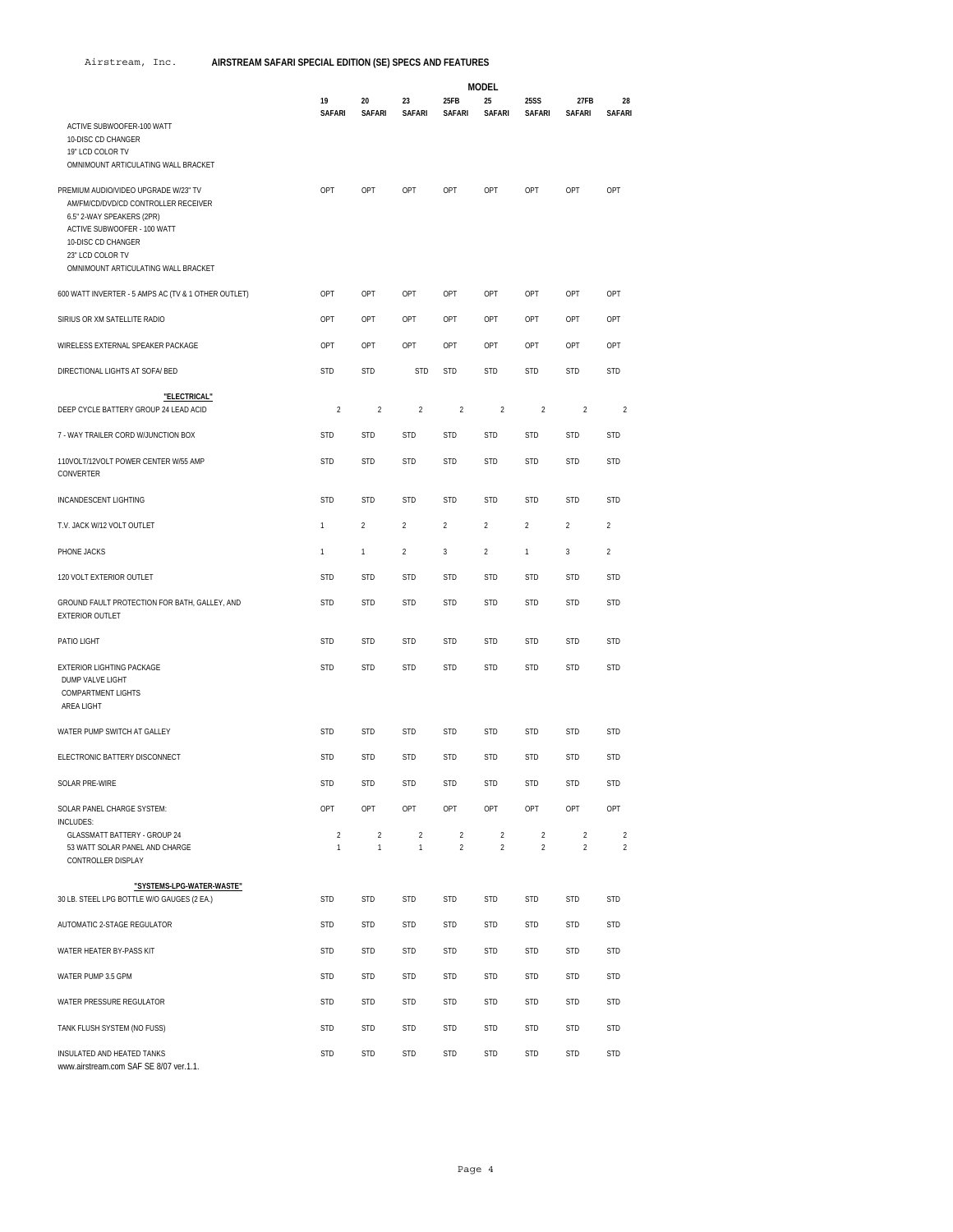Airstream, Inc. **AIRSTREAM SAFARI SPECIAL EDITION (SE) SPECS AND FEATURES**

| | MODEL | | | | | | | |
|---|---|---|---|---|---|---|---|---|
| | 19 SAFARI | 20 SAFARI | 23 SAFARI | 25FB SAFARI | 25 SAFARI | 25SS SAFARI | 27FB SAFARI | 28 SAFARI |
| ACTIVE SUBWOOFER-100 WATT<br>10-DISC CD CHANGER<br>19" LCD COLOR TV<br>OMNIMOUNT ARTICULATING WALL BRACKET | | | | | | | | |
| PREMIUM AUDIO/VIDEO UPGRADE W/23" TV<br>AM/FM/CD/DVD/CD CONTROLLER RECEIVER<br>6.5" 2-WAY SPEAKERS (2PR)<br>ACTIVE SUBWOOFER - 100 WATT<br>10-DISC CD CHANGER<br>23" LCD COLOR TV<br>OMNIMOUNT ARTICULATING WALL BRACKET | OPT | OPT | OPT | OPT | OPT | OPT | OPT | OPT |
| 600 WATT INVERTER - 5 AMPS AC (TV & 1 OTHER OUTLET) | OPT | OPT | OPT | OPT | OPT | OPT | OPT | OPT |
| SIRIUS OR XM SATELLITE RADIO | OPT | OPT | OPT | OPT | OPT | OPT | OPT | OPT |
| WIRELESS EXTERNAL SPEAKER PACKAGE | OPT | OPT | OPT | OPT | OPT | OPT | OPT | OPT |
| DIRECTIONAL LIGHTS AT SOFA/ BED | STD | STD | STD | STD | STD | STD | STD | STD |
| **"ELECTRICAL"** | | | | | | | | |
| DEEP CYCLE BATTERY GROUP 24 LEAD ACID | 2 | 2 | 2 | 2 | 2 | 2 | 2 | 2 |
| 7 - WAY TRAILER CORD W/JUNCTION BOX | STD | STD | STD | STD | STD | STD | STD | STD |
| 110VOLT/12VOLT POWER CENTER W/55 AMP CONVERTER | STD | STD | STD | STD | STD | STD | STD | STD |
| INCANDESCENT LIGHTING | STD | STD | STD | STD | STD | STD | STD | STD |
| T.V. JACK W/12 VOLT OUTLET | 1 | 2 | 2 | 2 | 2 | 2 | 2 | 2 |
| PHONE JACKS | 1 | 1 | 2 | 3 | 2 | 1 | 3 | 2 |
| 120 VOLT EXTERIOR OUTLET | STD | STD | STD | STD | STD | STD | STD | STD |
| GROUND FAULT PROTECTION FOR BATH, GALLEY, AND EXTERIOR OUTLET | STD | STD | STD | STD | STD | STD | STD | STD |
| PATIO LIGHT | STD | STD | STD | STD | STD | STD | STD | STD |
| EXTERIOR LIGHTING PACKAGE<br>DUMP VALVE LIGHT<br>COMPARTMENT LIGHTS<br>AREA LIGHT | STD | STD | STD | STD | STD | STD | STD | STD |
| WATER PUMP SWITCH AT GALLEY | STD | STD | STD | STD | STD | STD | STD | STD |
| ELECTRONIC BATTERY DISCONNECT | STD | STD | STD | STD | STD | STD | STD | STD |
| SOLAR PRE-WIRE | STD | STD | STD | STD | STD | STD | STD | STD |
| SOLAR PANEL CHARGE SYSTEM:<br>INCLUDES: | OPT | OPT | OPT | OPT | OPT | OPT | OPT | OPT |
| GLASSMATT BATTERY - GROUP 24 | 2 | 2 | 2 | 2 | 2 | 2 | 2 | 2 |
| 53 WATT SOLAR PANEL AND CHARGE CONTROLLER DISPLAY | 1 | 1 | 1 | 2 | 2 | 2 | 2 | 2 |
| **"SYSTEMS-LPG-WATER-WASTE"** | | | | | | | | |
| 30 LB. STEEL LPG BOTTLE W/O GAUGES (2 EA.) | STD | STD | STD | STD | STD | STD | STD | STD |
| AUTOMATIC 2-STAGE REGULATOR | STD | STD | STD | STD | STD | STD | STD | STD |
| WATER HEATER BY-PASS KIT | STD | STD | STD | STD | STD | STD | STD | STD |
| WATER PUMP 3.5 GPM | STD | STD | STD | STD | STD | STD | STD | STD |
| WATER PRESSURE REGULATOR | STD | STD | STD | STD | STD | STD | STD | STD |
| TANK FLUSH SYSTEM (NO FUSS) | STD | STD | STD | STD | STD | STD | STD | STD |
| INSULATED AND HEATED TANKS | STD | STD | STD | STD | STD | STD | STD | STD |

www.airstream.com SAF SE 8/07 ver.1.1.